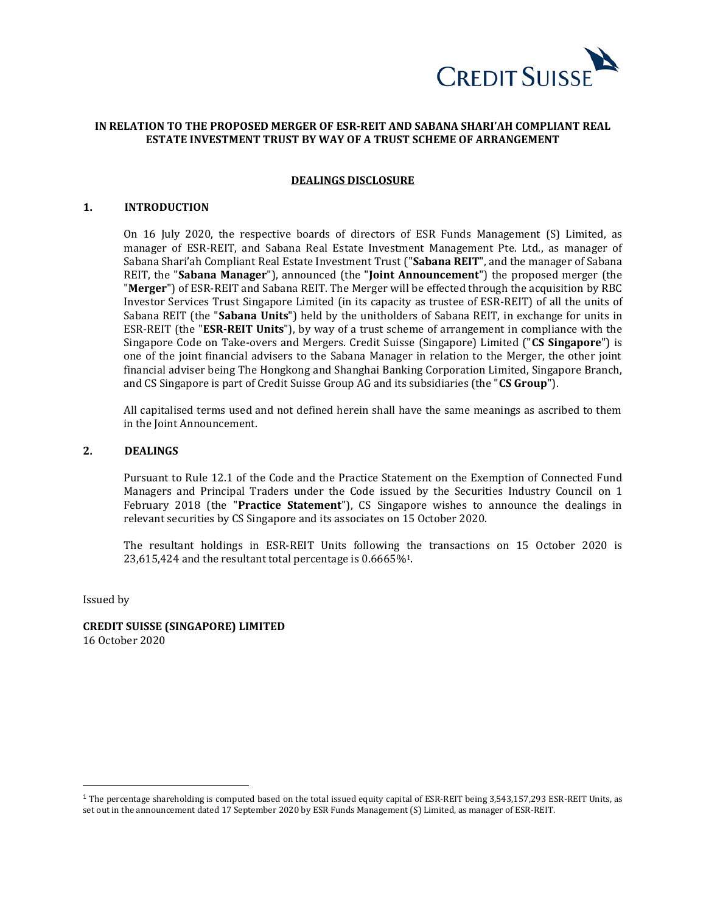**IN RELATION TO THE PROPOSED MERGER OF ESR-REIT AND SABANA SHARI'AH COMPLIANT REAL ESTATE INVESTMENT TRUST BY WAY OF A TRUST SCHEME OF ARRANGEMENT**

**DEALINGS DISCLOSURE**

## 1. INTRODUCTION

On 16 July 2020, the respective boards of directors of ESR Funds Management (S) Limited, as manager of ESR-REIT, and Sabana Real Estate Investment Management Pte. Ltd., as manager of Sabana Shari'ah Compliant Real Estate Investment Trust ("**Sabana REIT**", and the manager of Sabana REIT, the "**Sabana Manager**"), announced (the "**Joint Announcement**") the proposed merger (the "**Merger**") of ESR-REIT and Sabana REIT. The Merger will be effected through the acquisition by RBC Investor Services Trust Singapore Limited (in its capacity as trustee of ESR-REIT) of all the units of Sabana REIT (the "**Sabana Units**") held by the unitholders of Sabana REIT, in exchange for units in ESR-REIT (the "**ESR-REIT Units**"), by way of a trust scheme of arrangement in compliance with the Singapore Code on Take-overs and Mergers. Credit Suisse (Singapore) Limited ("**CS Singapore**") is one of the joint financial advisers to the Sabana Manager in relation to the Merger, the other joint financial adviser being The Hongkong and Shanghai Banking Corporation Limited, Singapore Branch, and CS Singapore is part of Credit Suisse Group AG and its subsidiaries (the "**CS Group**").

All capitalised terms used and not defined herein shall have the same meanings as ascribed to them in the Joint Announcement.

## 2. DEALINGS

Pursuant to Rule 12.1 of the Code and the Practice Statement on the Exemption of Connected Fund Managers and Principal Traders under the Code issued by the Securities Industry Council on 1 February 2018 (the "**Practice Statement**"), CS Singapore wishes to announce the dealings in relevant securities by CS Singapore and its associates on 15 October 2020.

The resultant holdings in ESR-REIT Units following the transactions on 15 October 2020 is 23,615,424 and the resultant total percentage is 0.6665%[1].

Issued by

**CREDIT SUISSE (SINGAPORE) LIMITED**
16 October 2020

---

[1] The percentage shareholding is computed based on the total issued equity capital of ESR-REIT being 3,543,157,293 ESR-REIT Units, as set out in the announcement dated 17 September 2020 by ESR Funds Management (S) Limited, as manager of ESR-REIT.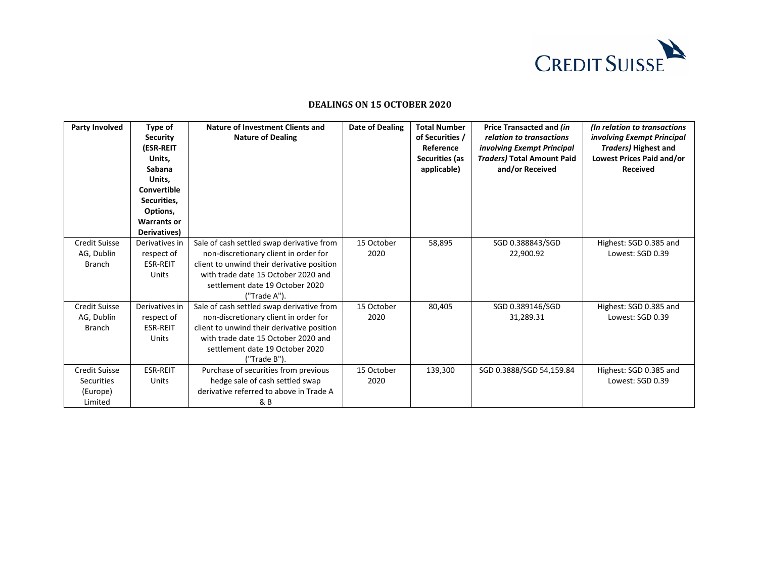**DEALINGS ON 15 OCTOBER 2020**

| **Party Involved** | **Type of Security (ESR-REIT Units, Sabana Units, Convertible Securities, Options, Warrants or Derivatives)** | **Nature of Investment Clients and Nature of Dealing** | **Date of Dealing** | **Total Number of Securities / Reference Securities (as applicable)** | **Price Transacted and *(in relation to transactions involving Exempt Principal Traders)* Total Amount Paid and/or Received** | ***(In relation to transactions involving Exempt Principal Traders)* Highest and Lowest Prices Paid and/or Received** |
|---|---|---|---|---|---|---|
| Credit Suisse AG, Dublin Branch | Derivatives in respect of ESR-REIT Units | Sale of cash settled swap derivative from non-discretionary client in order for client to unwind their derivative position with trade date 15 October 2020 and settlement date 19 October 2020 ("Trade A"). | 15 October 2020 | 58,895 | SGD 0.388843/SGD 22,900.92 | Highest: SGD 0.385 and Lowest: SGD 0.39 |
| Credit Suisse AG, Dublin Branch | Derivatives in respect of ESR-REIT Units | Sale of cash settled swap derivative from non-discretionary client in order for client to unwind their derivative position with trade date 15 October 2020 and settlement date 19 October 2020 ("Trade B"). | 15 October 2020 | 80,405 | SGD 0.389146/SGD 31,289.31 | Highest: SGD 0.385 and Lowest: SGD 0.39 |
| Credit Suisse Securities (Europe) Limited | ESR-REIT Units | Purchase of securities from previous hedge sale of cash settled swap derivative referred to above in Trade A & B | 15 October 2020 | 139,300 | SGD 0.3888/SGD 54,159.84 | Highest: SGD 0.385 and Lowest: SGD 0.39 |